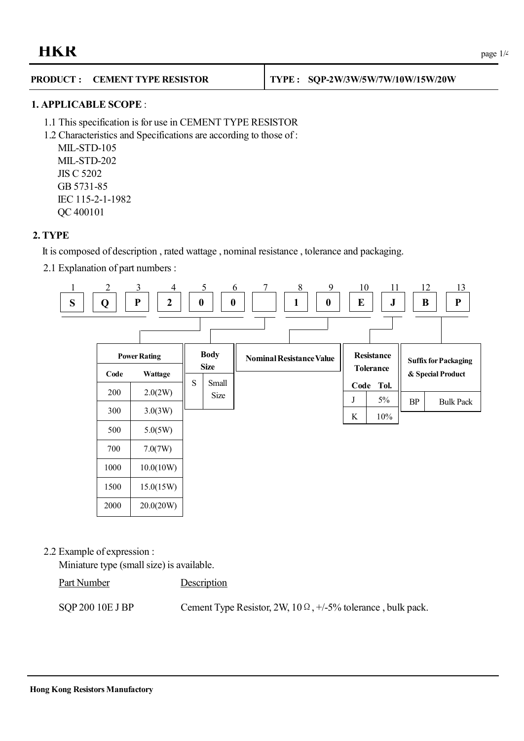# HKR

**PRODUCT : CEMENT TYPE RESISTOR** | **TYPE : SQP-2W/3W/5W/7W/10W/15W/20W**

## 1. APPLICABLE SCOPE :

1.1 This specification is for use in CEMENT TYPE RESISTOR

1.2 Characteristics and Specifications are according to those of :

MIL-STD-105
MIL-STD-202
JIS C 5202
GB 5731-85
IEC 115-2-1-1982
QC 400101

## 2. TYPE

It is composed of description , rated wattage , nominal resistance , tolerance and packaging.

2.1 Explanation of part numbers :

| 1 | 2 | 3 | 4 | 5 | 6 | 7 | 8 | 9 | 10 | 11 | 12 | 13 |
|---|---|---|---|---|---|---|---|---|---|---|---|---|
| S | Q | P | 2 | 0 | 0 | | 1 | 0 | E | J | B | P |

**Power Rating**

| Code | Wattage |
|---|---|
| 200 | 2.0(2W) |
| 300 | 3.0(3W) |
| 500 | 5.0(5W) |
| 700 | 7.0(7W) |
| 1000 | 10.0(10W) |
| 1500 | 15.0(15W) |
| 2000 | 20.0(20W) |

**Body Size**

| S | Small Size |
|---|---|

**Nominal Resistance Value**

**Resistance Tolerance**

| Code | Tol. |
|---|---|
| J | 5% |
| K | 10% |

**Suffix for Packaging & Special Product**

| BP | Bulk Pack |
|---|---|

2.2 Example of expression :

Miniature type (small size) is available.

| Part Number | Description |
|---|---|
| SQP 200 10E J BP | Cement Type Resistor, 2W, 10Ω , +/-5% tolerance , bulk pack. |

**Hong Kong Resistors Manufactory**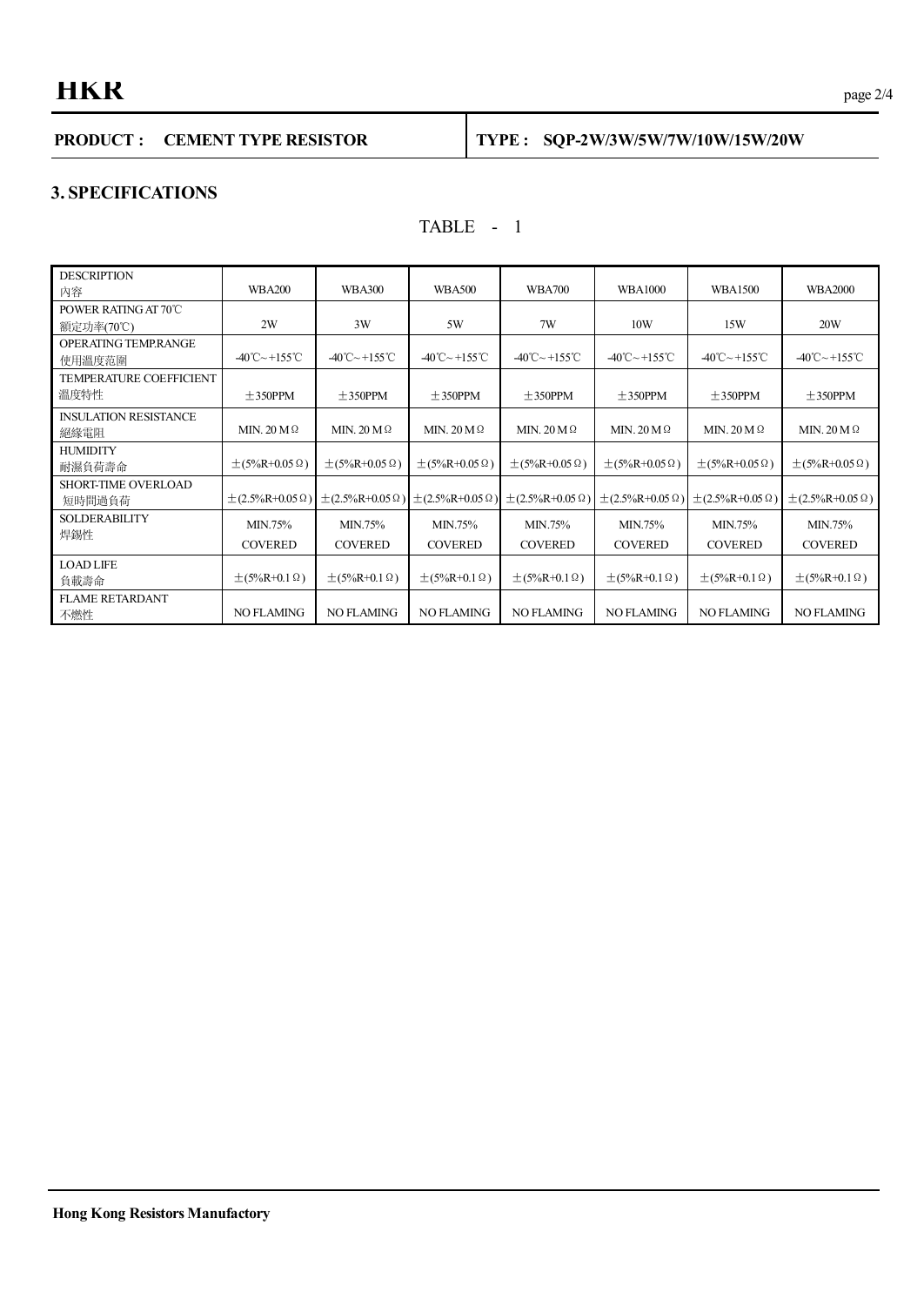**PRODUCT : CEMENT TYPE RESISTOR** | **TYPE : SQP-2W/3W/5W/7W/10W/15W/20W**

## 3. SPECIFICATIONS

TABLE - 1

| DESCRIPTION 內容 | WBA200 | WBA300 | WBA500 | WBA700 | WBA1000 | WBA1500 | WBA2000 |
|---|---|---|---|---|---|---|---|
| POWER RATING AT 70℃ 額定功率(70℃) | 2W | 3W | 5W | 7W | 10W | 15W | 20W |
| OPERATING TEMP.RANGE 使用溫度范圍 | -40℃~+155℃ | -40℃~+155℃ | -40℃~+155℃ | -40℃~+155℃ | -40℃~+155℃ | -40℃~+155℃ | -40℃~+155℃ |
| TEMPERATURE COEFFICIENT 溫度特性 | ±350PPM | ±350PPM | ±350PPM | ±350PPM | ±350PPM | ±350PPM | ±350PPM |
| INSULATION RESISTANCE 絕緣電阻 | MIN. 20 MΩ | MIN. 20 MΩ | MIN. 20 MΩ | MIN. 20 MΩ | MIN. 20 MΩ | MIN. 20 MΩ | MIN. 20 MΩ |
| HUMIDITY 耐濕負荷壽命 | ±(5%R+0.05Ω) | ±(5%R+0.05Ω) | ±(5%R+0.05Ω) | ±(5%R+0.05Ω) | ±(5%R+0.05Ω) | ±(5%R+0.05Ω) | ±(5%R+0.05Ω) |
| SHORT-TIME OVERLOAD 短時間過負荷 | ±(2.5%R+0.05Ω) | ±(2.5%R+0.05Ω) | ±(2.5%R+0.05Ω) | ±(2.5%R+0.05Ω) | ±(2.5%R+0.05Ω) | ±(2.5%R+0.05Ω) | ±(2.5%R+0.05Ω) |
| SOLDERABILITY 焊錫性 | MIN.75% COVERED | MIN.75% COVERED | MIN.75% COVERED | MIN.75% COVERED | MIN.75% COVERED | MIN.75% COVERED | MIN.75% COVERED |
| LOAD LIFE 負載壽命 | ±(5%R+0.1Ω) | ±(5%R+0.1Ω) | ±(5%R+0.1Ω) | ±(5%R+0.1Ω) | ±(5%R+0.1Ω) | ±(5%R+0.1Ω) | ±(5%R+0.1Ω) |
| FLAME RETARDANT 不燃性 | NO FLAMING | NO FLAMING | NO FLAMING | NO FLAMING | NO FLAMING | NO FLAMING | NO FLAMING |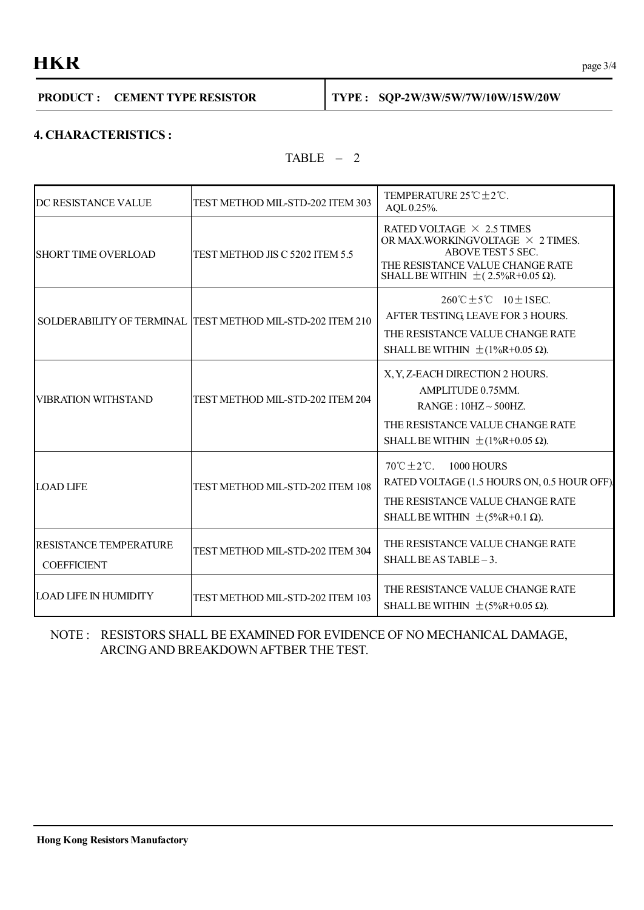**PRODUCT : CEMENT TYPE RESISTOR** | **TYPE : SQP-2W/3W/5W/7W/10W/15W/20W**

## 4. CHARACTERISTICS :

TABLE – 2

| | | |
|---|---|---|
| DC RESISTANCE VALUE | TEST METHOD MIL-STD-202 ITEM 303 | TEMPERATURE 25℃±2℃. AQL 0.25%. |
| SHORT TIME OVERLOAD | TEST METHOD JIS C 5202 ITEM 5.5 | RATED VOLTAGE × 2.5 TIMES OR MAX.WORKINGVOLTAGE × 2 TIMES. ABOVE TEST 5 SEC. THE RESISTANCE VALUE CHANGE RATE SHALL BE WITHIN ±( 2.5%R+0.05 Ω). |
| SOLDERABILITY OF TERMINAL | TEST METHOD MIL-STD-202 ITEM 210 | 260℃±5℃ 10±1SEC. AFTER TESTING, LEAVE FOR 3 HOURS. THE RESISTANCE VALUE CHANGE RATE SHALL BE WITHIN ±(1%R+0.05 Ω). |
| VIBRATION WITHSTAND | TEST METHOD MIL-STD-202 ITEM 204 | X, Y, Z-EACH DIRECTION 2 HOURS. AMPLITUDE 0.75MM. RANGE : 10HZ ~ 500HZ. THE RESISTANCE VALUE CHANGE RATE SHALL BE WITHIN ±(1%R+0.05 Ω). |
| LOAD LIFE | TEST METHOD MIL-STD-202 ITEM 108 | 70℃±2℃. 1000 HOURS RATED VOLTAGE (1.5 HOURS ON, 0.5 HOUR OFF). THE RESISTANCE VALUE CHANGE RATE SHALL BE WITHIN ±(5%R+0.1 Ω). |
| RESISTANCE TEMPERATURE COEFFICIENT | TEST METHOD MIL-STD-202 ITEM 304 | THE RESISTANCE VALUE CHANGE RATE SHALL BE AS TABLE – 3. |
| LOAD LIFE IN HUMIDITY | TEST METHOD MIL-STD-202 ITEM 103 | THE RESISTANCE VALUE CHANGE RATE SHALL BE WITHIN ±(5%R+0.05 Ω). |

NOTE : RESISTORS SHALL BE EXAMINED FOR EVIDENCE OF NO MECHANICAL DAMAGE, ARCING AND BREAKDOWN AFTBER THE TEST.

**Hong Kong Resistors Manufactory**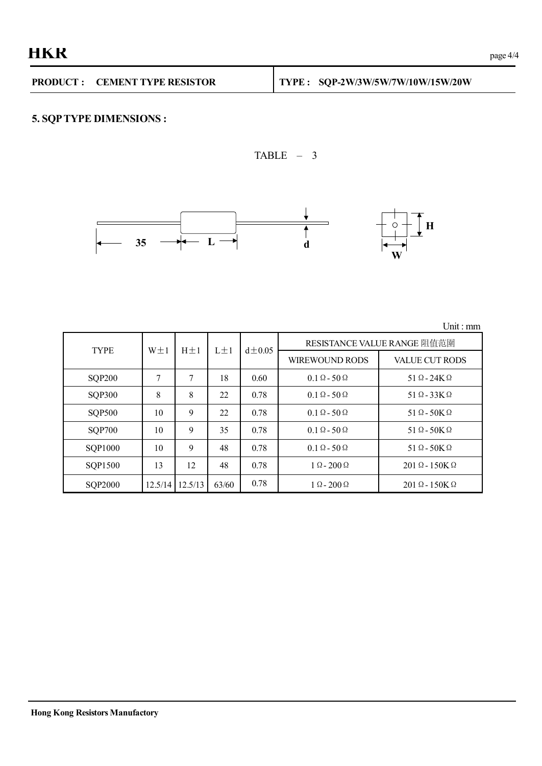**PRODUCT : CEMENT TYPE RESISTOR** | **TYPE : SQP-2W/3W/5W/7W/10W/15W/20W**

## 5. SQP TYPE DIMENSIONS :

TABLE – 3

35
L
d
H
W

Unit : mm

| TYPE | W±1 | H±1 | L±1 | d±0.05 | RESISTANCE VALUE RANGE 阻值范圍 | |
|---|---|---|---|---|---|---|
| | | | | | WIREWOUND RODS | VALUE CUT RODS |
| SQP200 | 7 | 7 | 18 | 0.60 | 0.1 Ω - 50 Ω | 51 Ω - 24K Ω |
| SQP300 | 8 | 8 | 22 | 0.78 | 0.1 Ω - 50 Ω | 51 Ω - 33K Ω |
| SQP500 | 10 | 9 | 22 | 0.78 | 0.1 Ω - 50 Ω | 51 Ω - 50K Ω |
| SQP700 | 10 | 9 | 35 | 0.78 | 0.1 Ω - 50 Ω | 51 Ω - 50K Ω |
| SQP1000 | 10 | 9 | 48 | 0.78 | 0.1 Ω - 50 Ω | 51 Ω - 50K Ω |
| SQP1500 | 13 | 12 | 48 | 0.78 | 1 Ω - 200 Ω | 201 Ω - 150K Ω |
| SQP2000 | 12.5/14 | 12.5/13 | 63/60 | 0.78 | 1 Ω - 200 Ω | 201 Ω - 150K Ω |

**Hong Kong Resistors Manufactory**